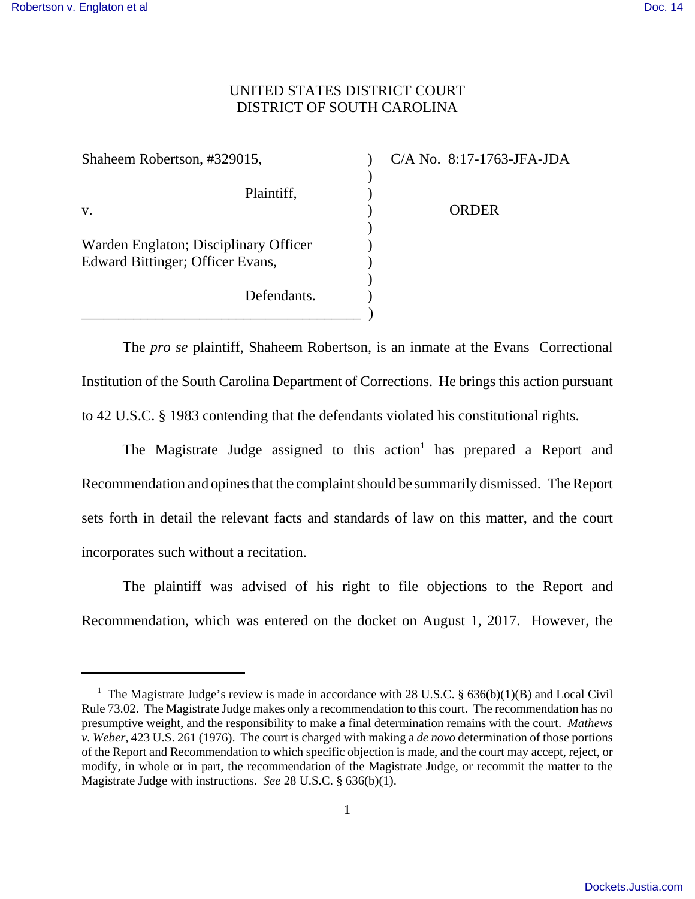UNITED STATES DISTRICT COURT
DISTRICT OF SOUTH CAROLINA

| | | |
|---|---|---|
| Shaheem Robertson, #329015,<br><br>Plaintiff,<br><br>v.<br><br>Warden Englaton; Disciplinary Officer Edward Bittinger; Officer Evans,<br><br>Defendants. | ) | C/A No. 8:17-1763-JFA-JDA<br><br>ORDER |

The *pro se* plaintiff, Shaheem Robertson, is an inmate at the Evans Correctional Institution of the South Carolina Department of Corrections. He brings this action pursuant to 42 U.S.C. § 1983 contending that the defendants violated his constitutional rights.

The Magistrate Judge assigned to this action[1] has prepared a Report and Recommendation and opines that the complaint should be summarily dismissed. The Report sets forth in detail the relevant facts and standards of law on this matter, and the court incorporates such without a recitation.

The plaintiff was advised of his right to file objections to the Report and Recommendation, which was entered on the docket on August 1, 2017. However, the

---

[1] The Magistrate Judge's review is made in accordance with 28 U.S.C. § 636(b)(1)(B) and Local Civil Rule 73.02. The Magistrate Judge makes only a recommendation to this court. The recommendation has no presumptive weight, and the responsibility to make a final determination remains with the court. *Mathews v. Weber*, 423 U.S. 261 (1976). The court is charged with making a *de novo* determination of those portions of the Report and Recommendation to which specific objection is made, and the court may accept, reject, or modify, in whole or in part, the recommendation of the Magistrate Judge, or recommit the matter to the Magistrate Judge with instructions. *See* 28 U.S.C. § 636(b)(1).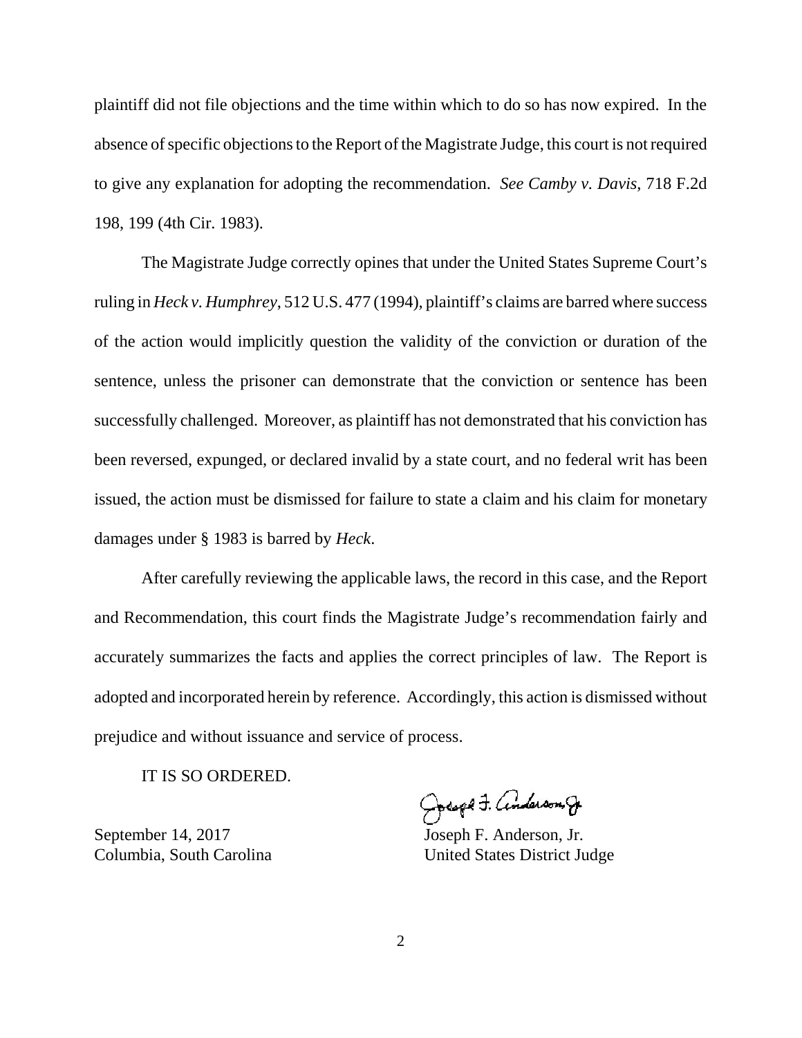plaintiff did not file objections and the time within which to do so has now expired. In the absence of specific objections to the Report of the Magistrate Judge, this court is not required to give any explanation for adopting the recommendation. *See Camby v. Davis*, 718 F.2d 198, 199 (4th Cir. 1983).

The Magistrate Judge correctly opines that under the United States Supreme Court's ruling in *Heck v. Humphrey*, 512 U.S. 477 (1994), plaintiff's claims are barred where success of the action would implicitly question the validity of the conviction or duration of the sentence, unless the prisoner can demonstrate that the conviction or sentence has been successfully challenged. Moreover, as plaintiff has not demonstrated that his conviction has been reversed, expunged, or declared invalid by a state court, and no federal writ has been issued, the action must be dismissed for failure to state a claim and his claim for monetary damages under § 1983 is barred by *Heck*.

After carefully reviewing the applicable laws, the record in this case, and the Report and Recommendation, this court finds the Magistrate Judge's recommendation fairly and accurately summarizes the facts and applies the correct principles of law. The Report is adopted and incorporated herein by reference. Accordingly, this action is dismissed without prejudice and without issuance and service of process.

IT IS SO ORDERED.

September 14, 2017
Columbia, South Carolina

Joseph F. Anderson, Jr.
United States District Judge